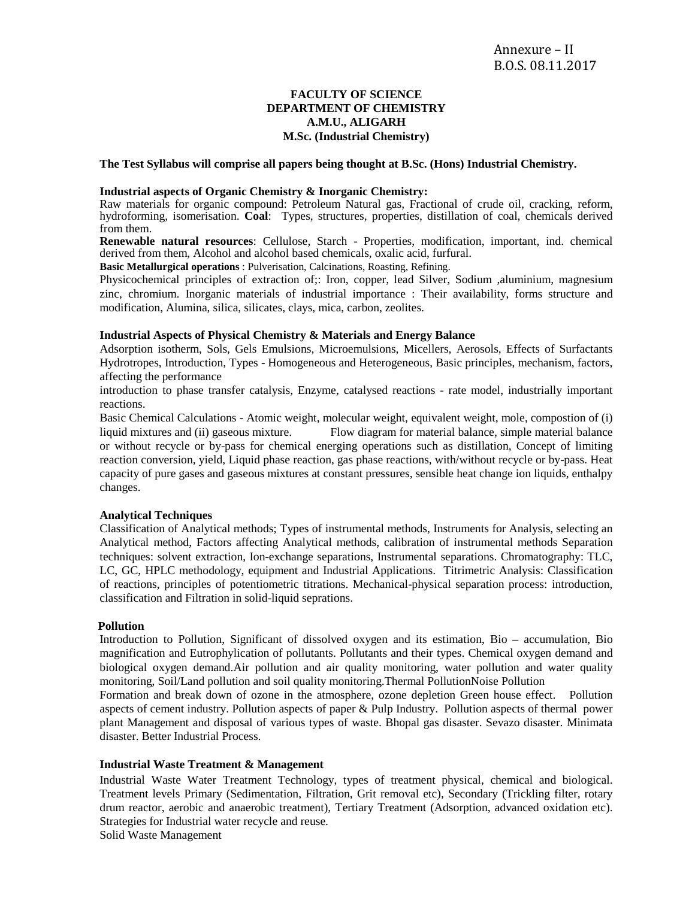Annexure – II
B.O.S. 08.11.2017

**FACULTY OF SCIENCE**
**DEPARTMENT OF CHEMISTRY**
**A.M.U., ALIGARH**
**M.Sc. (Industrial Chemistry)**

**The Test Syllabus will comprise all papers being thought at B.Sc. (Hons) Industrial Chemistry.**

**Industrial aspects of Organic Chemistry & Inorganic Chemistry:**

Raw materials for organic compound: Petroleum Natural gas, Fractional of crude oil, cracking, reform, hydroforming, isomerisation. **Coal**: Types, structures, properties, distillation of coal, chemicals derived from them.

**Renewable natural resources**: Cellulose, Starch - Properties, modification, important, ind. chemical derived from them, Alcohol and alcohol based chemicals, oxalic acid, furfural.

**Basic Metallurgical operations** : Pulverisation, Calcinations, Roasting, Refining.

Physicochemical principles of extraction of;: Iron, copper, lead Silver, Sodium ,aluminium, magnesium zinc, chromium. Inorganic materials of industrial importance : Their availability, forms structure and modification, Alumina, silica, silicates, clays, mica, carbon, zeolites.

**Industrial Aspects of Physical Chemistry & Materials and Energy Balance**

Adsorption isotherm, Sols, Gels Emulsions, Microemulsions, Micellers, Aerosols, Effects of Surfactants Hydrotropes, Introduction, Types - Homogeneous and Heterogeneous, Basic principles, mechanism, factors, affecting the performance

introduction to phase transfer catalysis, Enzyme, catalysed reactions - rate model, industrially important reactions.

Basic Chemical Calculations - Atomic weight, molecular weight, equivalent weight, mole, compostion of (i) liquid mixtures and (ii) gaseous mixture. Flow diagram for material balance, simple material balance or without recycle or by-pass for chemical energing operations such as distillation, Concept of limiting reaction conversion, yield, Liquid phase reaction, gas phase reactions, with/without recycle or by-pass. Heat capacity of pure gases and gaseous mixtures at constant pressures, sensible heat change ion liquids, enthalpy changes.

**Analytical Techniques**

Classification of Analytical methods; Types of instrumental methods, Instruments for Analysis, selecting an Analytical method, Factors affecting Analytical methods, calibration of instrumental methods Separation techniques: solvent extraction, Ion-exchange separations, Instrumental separations. Chromatography: TLC, LC, GC, HPLC methodology, equipment and Industrial Applications. Titrimetric Analysis: Classification of reactions, principles of potentiometric titrations. Mechanical-physical separation process: introduction, classification and Filtration in solid-liquid seprations.

**Pollution**

Introduction to Pollution, Significant of dissolved oxygen and its estimation, Bio – accumulation, Bio magnification and Eutrophylication of pollutants. Pollutants and their types. Chemical oxygen demand and biological oxygen demand.Air pollution and air quality monitoring, water pollution and water quality monitoring, Soil/Land pollution and soil quality monitoring.Thermal PollutionNoise Pollution

Formation and break down of ozone in the atmosphere, ozone depletion Green house effect. Pollution aspects of cement industry. Pollution aspects of paper & Pulp Industry. Pollution aspects of thermal power plant Management and disposal of various types of waste. Bhopal gas disaster. Sevazo disaster. Minimata disaster. Better Industrial Process.

**Industrial Waste Treatment & Management**

Industrial Waste Water Treatment Technology, types of treatment physical, chemical and biological. Treatment levels Primary (Sedimentation, Filtration, Grit removal etc), Secondary (Trickling filter, rotary drum reactor, aerobic and anaerobic treatment), Tertiary Treatment (Adsorption, advanced oxidation etc). Strategies for Industrial water recycle and reuse.

Solid Waste Management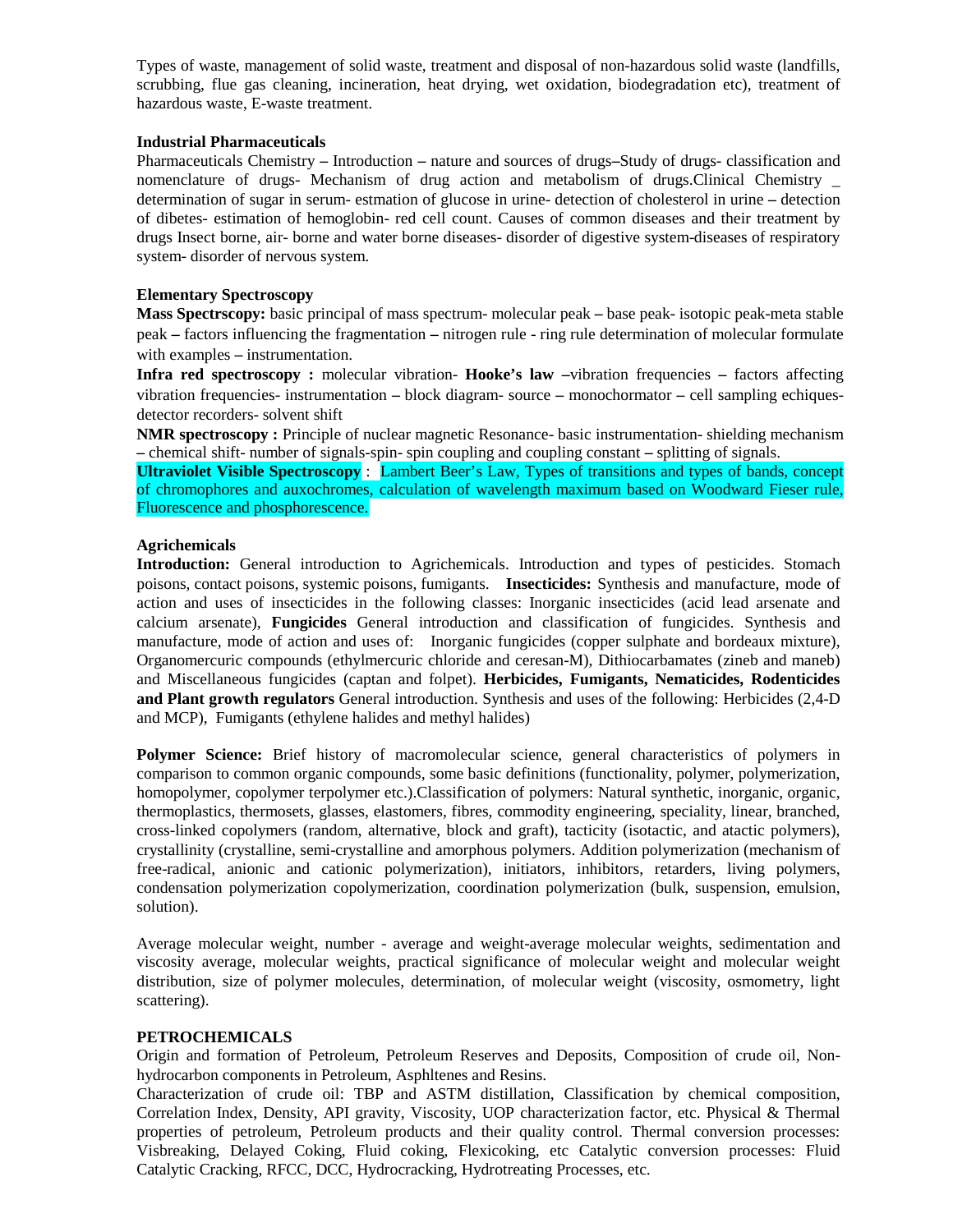Types of waste, management of solid waste, treatment and disposal of non-hazardous solid waste (landfills, scrubbing, flue gas cleaning, incineration, heat drying, wet oxidation, biodegradation etc), treatment of hazardous waste, E-waste treatment.

**Industrial Pharmaceuticals**

Pharmaceuticals Chemistry – Introduction – nature and sources of drugs–Study of drugs- classification and nomenclature of drugs- Mechanism of drug action and metabolism of drugs.Clinical Chemistry _ determination of sugar in serum- estmation of glucose in urine- detection of cholesterol in urine – detection of dibetes- estimation of hemoglobin- red cell count. Causes of common diseases and their treatment by drugs Insect borne, air- borne and water borne diseases- disorder of digestive system-diseases of respiratory system- disorder of nervous system.

**Elementary Spectroscopy**

**Mass Spectrscopy:** basic principal of mass spectrum- molecular peak – base peak- isotopic peak-meta stable peak – factors influencing the fragmentation – nitrogen rule - ring rule determination of molecular formulate with examples – instrumentation.

**Infra red spectroscopy :** molecular vibration- **Hooke's law** –vibration frequencies – factors affecting vibration frequencies- instrumentation – block diagram- source – monochormator – cell sampling echiques- detector recorders- solvent shift

**NMR spectroscopy :** Principle of nuclear magnetic Resonance- basic instrumentation- shielding mechanism – chemical shift- number of signals-spin- spin coupling and coupling constant – splitting of signals.

**Ultraviolet Visible Spectroscopy** : Lambert Beer's Law, Types of transitions and types of bands, concept of chromophores and auxochromes, calculation of wavelength maximum based on Woodward Fieser rule, Fluorescence and phosphorescence.

**Agrichemicals**

**Introduction:** General introduction to Agrichemicals. Introduction and types of pesticides. Stomach poisons, contact poisons, systemic poisons, fumigants. **Insecticides:** Synthesis and manufacture, mode of action and uses of insecticides in the following classes: Inorganic insecticides (acid lead arsenate and calcium arsenate), **Fungicides** General introduction and classification of fungicides. Synthesis and manufacture, mode of action and uses of: Inorganic fungicides (copper sulphate and bordeaux mixture), Organomercuric compounds (ethylmercuric chloride and ceresan-M), Dithiocarbamates (zineb and maneb) and Miscellaneous fungicides (captan and folpet). **Herbicides, Fumigants, Nematicides, Rodenticides and Plant growth regulators** General introduction. Synthesis and uses of the following: Herbicides (2,4-D and MCP), Fumigants (ethylene halides and methyl halides)

**Polymer Science:** Brief history of macromolecular science, general characteristics of polymers in comparison to common organic compounds, some basic definitions (functionality, polymer, polymerization, homopolymer, copolymer terpolymer etc.).Classification of polymers: Natural synthetic, inorganic, organic, thermoplastics, thermosets, glasses, elastomers, fibres, commodity engineering, speciality, linear, branched, cross-linked copolymers (random, alternative, block and graft), tacticity (isotactic, and atactic polymers), crystallinity (crystalline, semi-crystalline and amorphous polymers. Addition polymerization (mechanism of free-radical, anionic and cationic polymerization), initiators, inhibitors, retarders, living polymers, condensation polymerization copolymerization, coordination polymerization (bulk, suspension, emulsion, solution).

Average molecular weight, number - average and weight-average molecular weights, sedimentation and viscosity average, molecular weights, practical significance of molecular weight and molecular weight distribution, size of polymer molecules, determination, of molecular weight (viscosity, osmometry, light scattering).

**PETROCHEMICALS**

Origin and formation of Petroleum, Petroleum Reserves and Deposits, Composition of crude oil, Non-hydrocarbon components in Petroleum, Asphltenes and Resins.

Characterization of crude oil: TBP and ASTM distillation, Classification by chemical composition, Correlation Index, Density, API gravity, Viscosity, UOP characterization factor, etc. Physical & Thermal properties of petroleum, Petroleum products and their quality control. Thermal conversion processes: Visbreaking, Delayed Coking, Fluid coking, Flexicoking, etc Catalytic conversion processes: Fluid Catalytic Cracking, RFCC, DCC, Hydrocracking, Hydrotreating Processes, etc.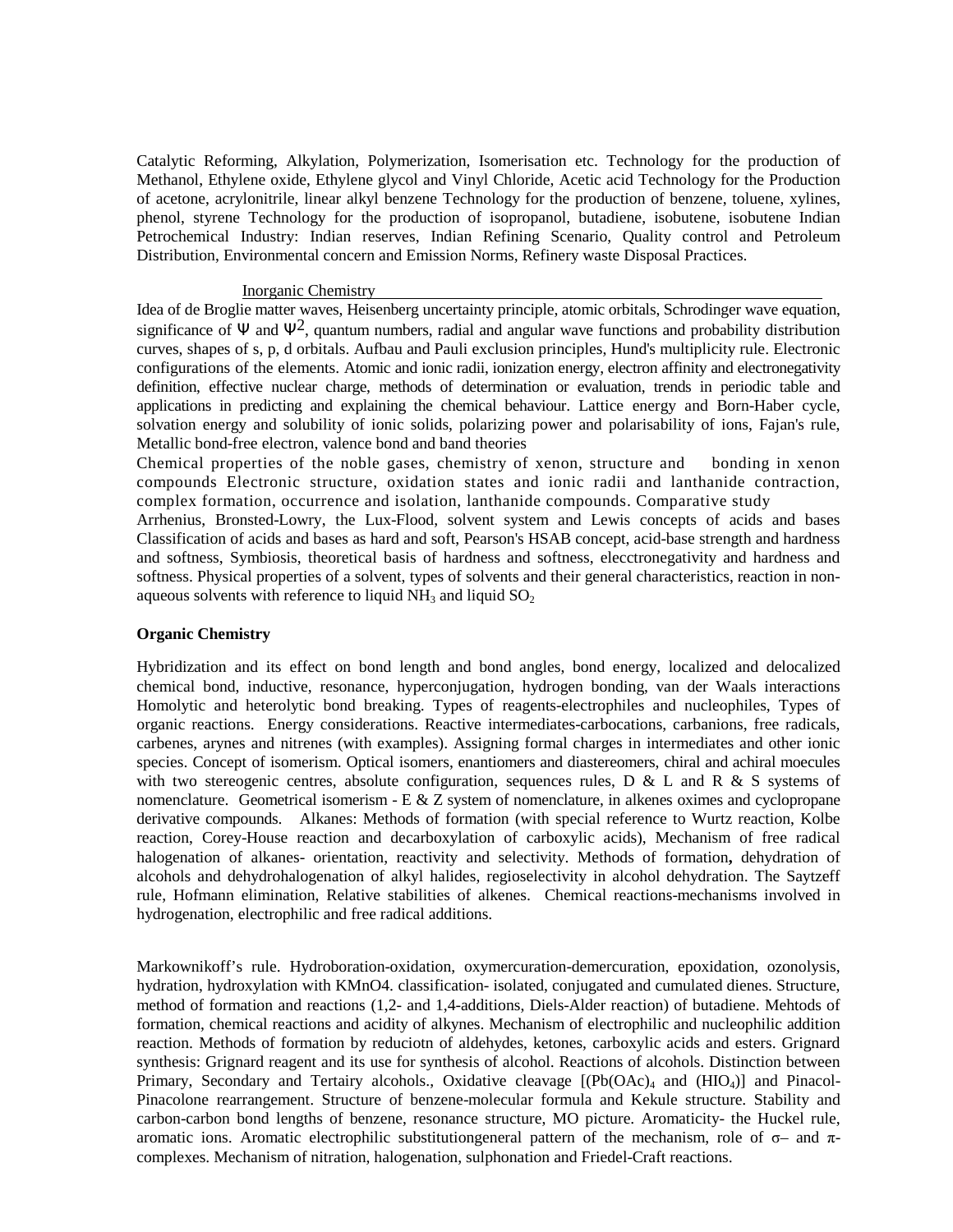Catalytic Reforming, Alkylation, Polymerization, Isomerisation etc. Technology for the production of Methanol, Ethylene oxide, Ethylene glycol and Vinyl Chloride, Acetic acid Technology for the Production of acetone, acrylonitrile, linear alkyl benzene Technology for the production of benzene, toluene, xylines, phenol, styrene Technology for the production of isopropanol, butadiene, isobutene, isobutene Indian Petrochemical Industry: Indian reserves, Indian Refining Scenario, Quality control and Petroleum Distribution, Environmental concern and Emission Norms, Refinery waste Disposal Practices.

Inorganic Chemistry

Idea of de Broglie matter waves, Heisenberg uncertainty principle, atomic orbitals, Schrodinger wave equation, significance of $\Psi$ and $\Psi^2$, quantum numbers, radial and angular wave functions and probability distribution curves, shapes of s, p, d orbitals. Aufbau and Pauli exclusion principles, Hund's multiplicity rule. Electronic configurations of the elements. Atomic and ionic radii, ionization energy, electron affinity and electronegativity definition, effective nuclear charge, methods of determination or evaluation, trends in periodic table and applications in predicting and explaining the chemical behaviour. Lattice energy and Born-Haber cycle, solvation energy and solubility of ionic solids, polarizing power and polarisability of ions, Fajan's rule, Metallic bond-free electron, valence bond and band theories

Chemical properties of the noble gases, chemistry of xenon, structure and bonding in xenon compounds Electronic structure, oxidation states and ionic radii and lanthanide contraction, complex formation, occurrence and isolation, lanthanide compounds. Comparative study

Arrhenius, Bronsted-Lowry, the Lux-Flood, solvent system and Lewis concepts of acids and bases Classification of acids and bases as hard and soft, Pearson's HSAB concept, acid-base strength and hardness and softness, Symbiosis, theoretical basis of hardness and softness, elecctronegativity and hardness and softness. Physical properties of a solvent, types of solvents and their general characteristics, reaction in non-aqueous solvents with reference to liquid $NH_3$ and liquid $SO_2$

**Organic Chemistry**

Hybridization and its effect on bond length and bond angles, bond energy, localized and delocalized chemical bond, inductive, resonance, hyperconjugation, hydrogen bonding, van der Waals interactions Homolytic and heterolytic bond breaking. Types of reagents-electrophiles and nucleophiles, Types of organic reactions. Energy considerations. Reactive intermediates-carbocations, carbanions, free radicals, carbenes, arynes and nitrenes (with examples). Assigning formal charges in intermediates and other ionic species. Concept of isomerism. Optical isomers, enantiomers and diastereomers, chiral and achiral moecules with two stereogenic centres, absolute configuration, sequences rules, D & L and R & S systems of nomenclature. Geometrical isomerism - E & Z system of nomenclature, in alkenes oximes and cyclopropane derivative compounds. Alkanes: Methods of formation (with special reference to Wurtz reaction, Kolbe reaction, Corey-House reaction and decarboxylation of carboxylic acids), Mechanism of free radical halogenation of alkanes- orientation, reactivity and selectivity. Methods of formation**,** dehydration of alcohols and dehydrohalogenation of alkyl halides, regioselectivity in alcohol dehydration. The Saytzeff rule, Hofmann elimination, Relative stabilities of alkenes. Chemical reactions-mechanisms involved in hydrogenation, electrophilic and free radical additions.

Markownikoff's rule. Hydroboration-oxidation, oxymercuration-demercuration, epoxidation, ozonolysis, hydration, hydroxylation with KMnO4. classification- isolated, conjugated and cumulated dienes. Structure, method of formation and reactions (1,2- and 1,4-additions, Diels-Alder reaction) of butadiene. Mehtods of formation, chemical reactions and acidity of alkynes. Mechanism of electrophilic and nucleophilic addition reaction. Methods of formation by reduciotn of aldehydes, ketones, carboxylic acids and esters. Grignard synthesis: Grignard reagent and its use for synthesis of alcohol. Reactions of alcohols. Distinction between Primary, Secondary and Tertairy alcohols., Oxidative cleavage [($Pb(OAc)_4$ and ($HIO_4$)] and Pinacol-Pinacolone rearrangement. Structure of benzene-molecular formula and Kekule structure. Stability and carbon-carbon bond lengths of benzene, resonance structure, MO picture. Aromaticity- the Huckel rule, aromatic ions. Aromatic electrophilic substitutiongeneral pattern of the mechanism, role of $\sigma$– and $\pi$-complexes. Mechanism of nitration, halogenation, sulphonation and Friedel-Craft reactions.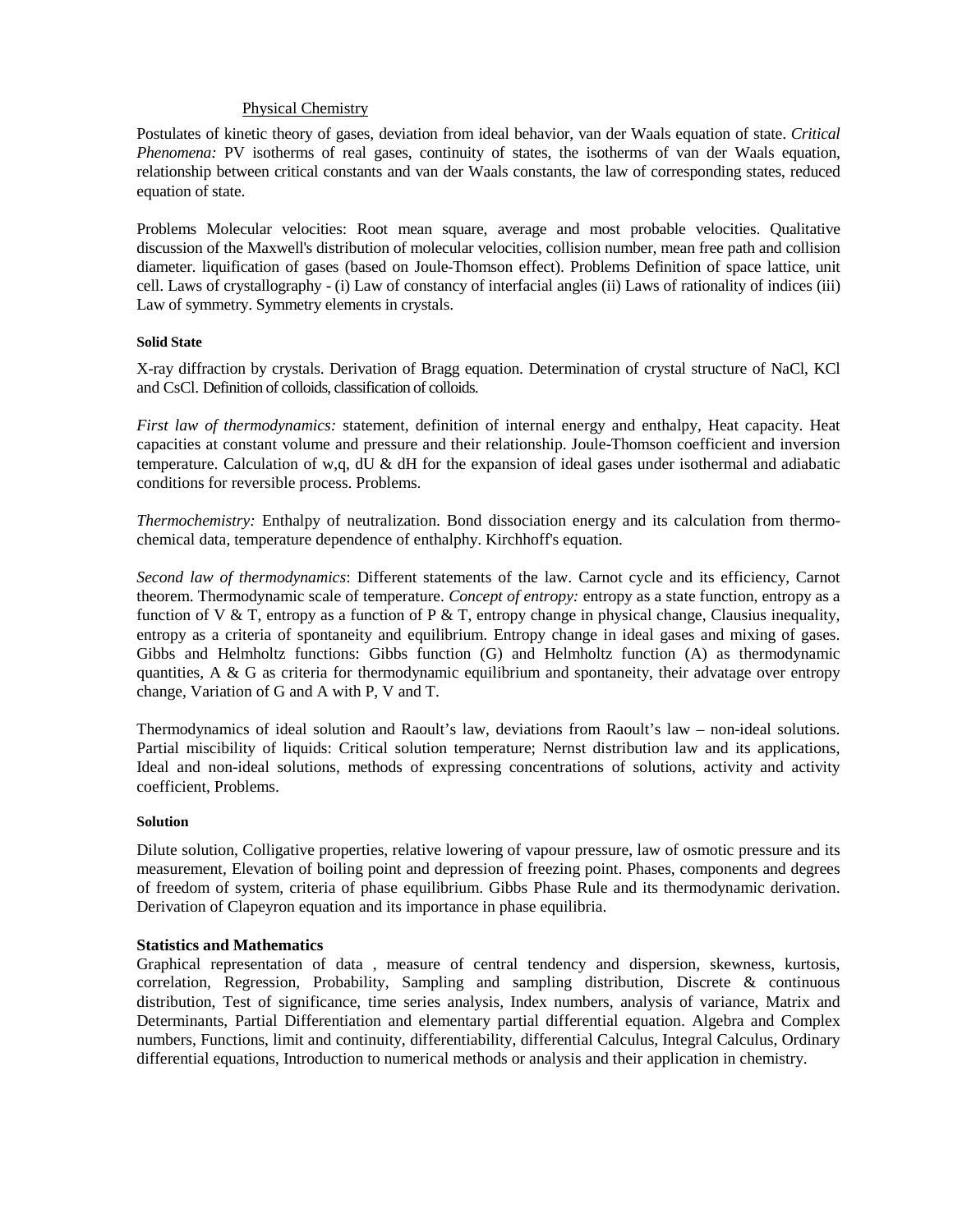## Physical Chemistry

Postulates of kinetic theory of gases, deviation from ideal behavior, van der Waals equation of state. *Critical Phenomena:* PV isotherms of real gases, continuity of states, the isotherms of van der Waals equation, relationship between critical constants and van der Waals constants, the law of corresponding states, reduced equation of state.

Problems Molecular velocities: Root mean square, average and most probable velocities. Qualitative discussion of the Maxwell's distribution of molecular velocities, collision number, mean free path and collision diameter. liquification of gases (based on Joule-Thomson effect). Problems Definition of space lattice, unit cell. Laws of crystallography - (i) Law of constancy of interfacial angles (ii) Laws of rationality of indices (iii) Law of symmetry. Symmetry elements in crystals.

#### Solid State

X-ray diffraction by crystals. Derivation of Bragg equation. Determination of crystal structure of NaCl, KCl and CsCl. Definition of colloids, classification of colloids.

*First law of thermodynamics:* statement, definition of internal energy and enthalpy, Heat capacity. Heat capacities at constant volume and pressure and their relationship. Joule-Thomson coefficient and inversion temperature. Calculation of w,q, dU & dH for the expansion of ideal gases under isothermal and adiabatic conditions for reversible process. Problems.

*Thermochemistry:* Enthalpy of neutralization. Bond dissociation energy and its calculation from thermo-chemical data, temperature dependence of enthalphy. Kirchhoff's equation.

*Second law of thermodynamics*: Different statements of the law. Carnot cycle and its efficiency, Carnot theorem. Thermodynamic scale of temperature. *Concept of entropy:* entropy as a state function, entropy as a function of V & T, entropy as a function of P & T, entropy change in physical change, Clausius inequality, entropy as a criteria of spontaneity and equilibrium. Entropy change in ideal gases and mixing of gases. Gibbs and Helmholtz functions: Gibbs function (G) and Helmholtz function (A) as thermodynamic quantities, A & G as criteria for thermodynamic equilibrium and spontaneity, their advatage over entropy change, Variation of G and A with P, V and T.

Thermodynamics of ideal solution and Raoult's law, deviations from Raoult's law – non-ideal solutions. Partial miscibility of liquids: Critical solution temperature; Nernst distribution law and its applications, Ideal and non-ideal solutions, methods of expressing concentrations of solutions, activity and activity coefficient, Problems.

#### Solution

Dilute solution, Colligative properties, relative lowering of vapour pressure, law of osmotic pressure and its measurement, Elevation of boiling point and depression of freezing point. Phases, components and degrees of freedom of system, criteria of phase equilibrium. Gibbs Phase Rule and its thermodynamic derivation. Derivation of Clapeyron equation and its importance in phase equilibria.

### Statistics and Mathematics

Graphical representation of data , measure of central tendency and dispersion, skewness, kurtosis, correlation, Regression, Probability, Sampling and sampling distribution, Discrete & continuous distribution, Test of significance, time series analysis, Index numbers, analysis of variance, Matrix and Determinants, Partial Differentiation and elementary partial differential equation. Algebra and Complex numbers, Functions, limit and continuity, differentiability, differential Calculus, Integral Calculus, Ordinary differential equations, Introduction to numerical methods or analysis and their application in chemistry.